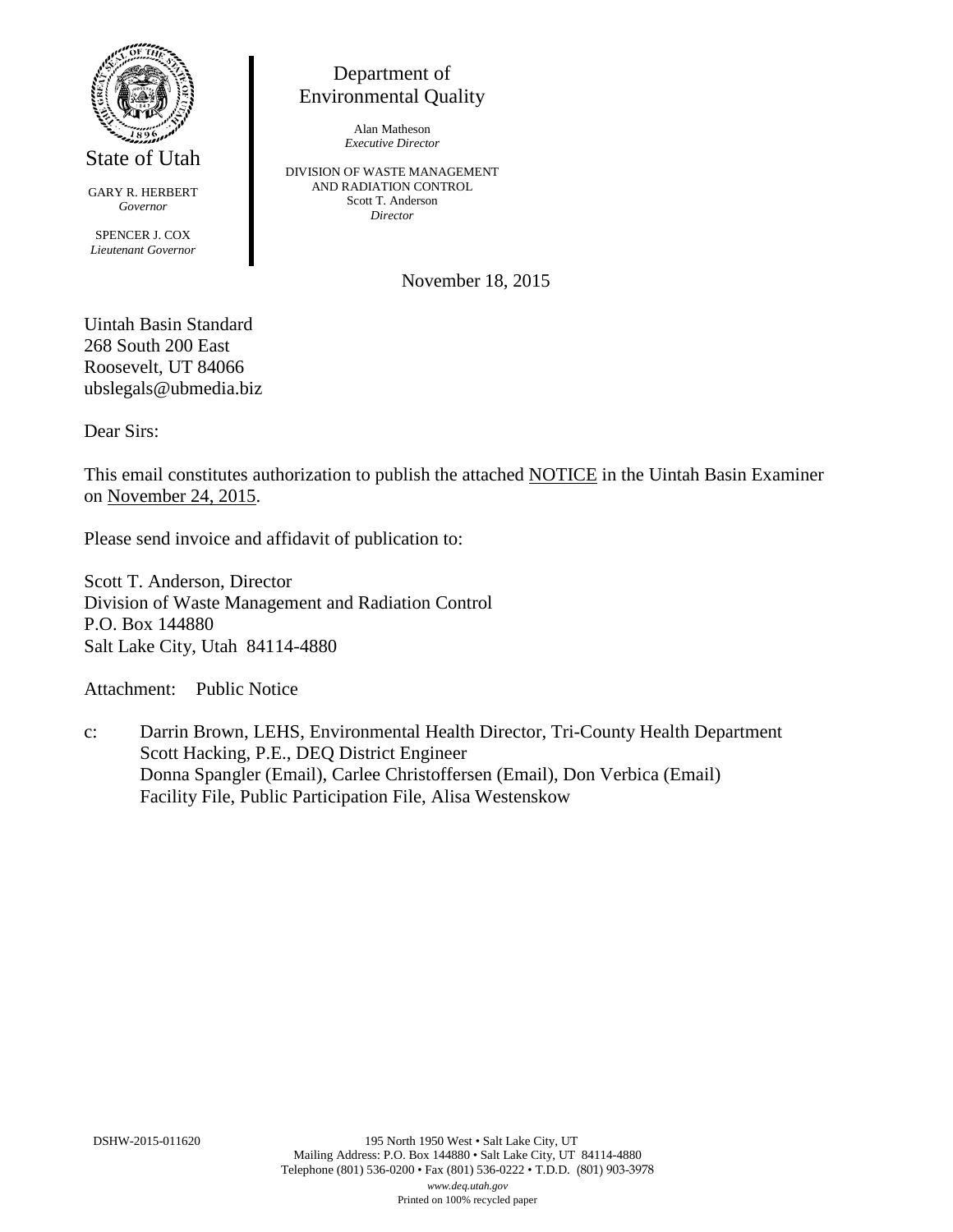State of Utah

GARY R. HERBERT
*Governor*

SPENCER J. COX
*Lieutenant Governor*

Department of
Environmental Quality

Alan Matheson
*Executive Director*

DIVISION OF WASTE MANAGEMENT
AND RADIATION CONTROL
Scott T. Anderson
*Director*

November 18, 2015

Uintah Basin Standard
268 South 200 East
Roosevelt, UT 84066
ubslegals@ubmedia.biz

Dear Sirs:

This email constitutes authorization to publish the attached NOTICE in the Uintah Basin Examiner on November 24, 2015.

Please send invoice and affidavit of publication to:

Scott T. Anderson, Director
Division of Waste Management and Radiation Control
P.O. Box 144880
Salt Lake City, Utah 84114-4880

Attachment: Public Notice

c: Darrin Brown, LEHS, Environmental Health Director, Tri-County Health Department
Scott Hacking, P.E., DEQ District Engineer
Donna Spangler (Email), Carlee Christoffersen (Email), Don Verbica (Email)
Facility File, Public Participation File, Alisa Westenskow

DSHW-2015-011620

195 North 1950 West • Salt Lake City, UT
Mailing Address: P.O. Box 144880 • Salt Lake City, UT 84114-4880
Telephone (801) 536-0200 • Fax (801) 536-0222 • T.D.D. (801) 903-3978
*www.deq.utah.gov*
Printed on 100% recycled paper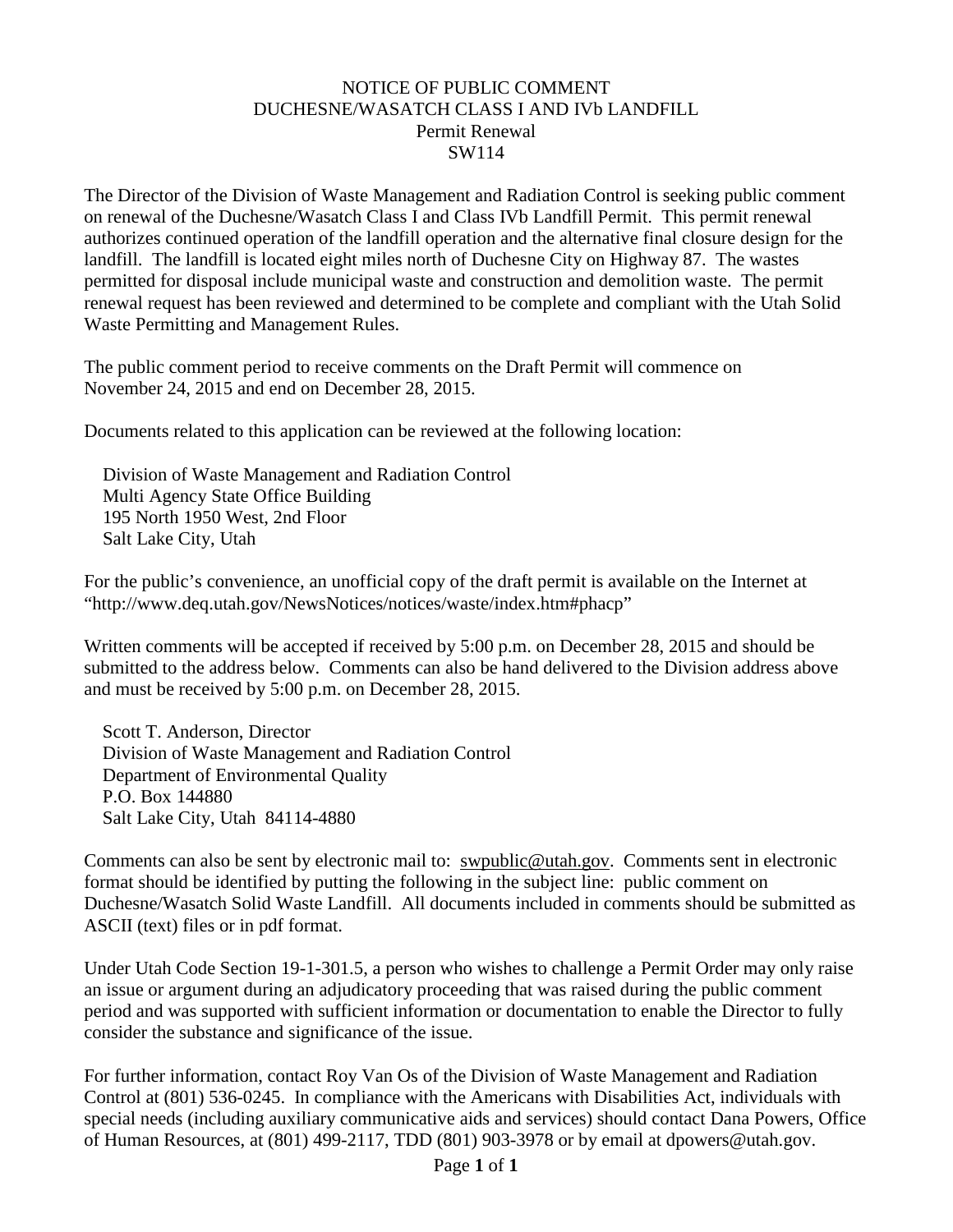# NOTICE OF PUBLIC COMMENT
# DUCHESNE/WASATCH CLASS I AND IVb LANDFILL
## Permit Renewal
## SW114

The Director of the Division of Waste Management and Radiation Control is seeking public comment on renewal of the Duchesne/Wasatch Class I and Class IVb Landfill Permit. This permit renewal authorizes continued operation of the landfill operation and the alternative final closure design for the landfill. The landfill is located eight miles north of Duchesne City on Highway 87. The wastes permitted for disposal include municipal waste and construction and demolition waste. The permit renewal request has been reviewed and determined to be complete and compliant with the Utah Solid Waste Permitting and Management Rules.

The public comment period to receive comments on the Draft Permit will commence on November 24, 2015 and end on December 28, 2015.

Documents related to this application can be reviewed at the following location:

Division of Waste Management and Radiation Control
Multi Agency State Office Building
195 North 1950 West, 2nd Floor
Salt Lake City, Utah

For the public's convenience, an unofficial copy of the draft permit is available on the Internet at "http://www.deq.utah.gov/NewsNotices/notices/waste/index.htm#phacp"

Written comments will be accepted if received by 5:00 p.m. on December 28, 2015 and should be submitted to the address below. Comments can also be hand delivered to the Division address above and must be received by 5:00 p.m. on December 28, 2015.

Scott T. Anderson, Director
Division of Waste Management and Radiation Control
Department of Environmental Quality
P.O. Box 144880
Salt Lake City, Utah 84114-4880

Comments can also be sent by electronic mail to: swpublic@utah.gov. Comments sent in electronic format should be identified by putting the following in the subject line: public comment on Duchesne/Wasatch Solid Waste Landfill. All documents included in comments should be submitted as ASCII (text) files or in pdf format.

Under Utah Code Section 19-1-301.5, a person who wishes to challenge a Permit Order may only raise an issue or argument during an adjudicatory proceeding that was raised during the public comment period and was supported with sufficient information or documentation to enable the Director to fully consider the substance and significance of the issue.

For further information, contact Roy Van Os of the Division of Waste Management and Radiation Control at (801) 536-0245. In compliance with the Americans with Disabilities Act, individuals with special needs (including auxiliary communicative aids and services) should contact Dana Powers, Office of Human Resources, at (801) 499-2117, TDD (801) 903-3978 or by email at dpowers@utah.gov.